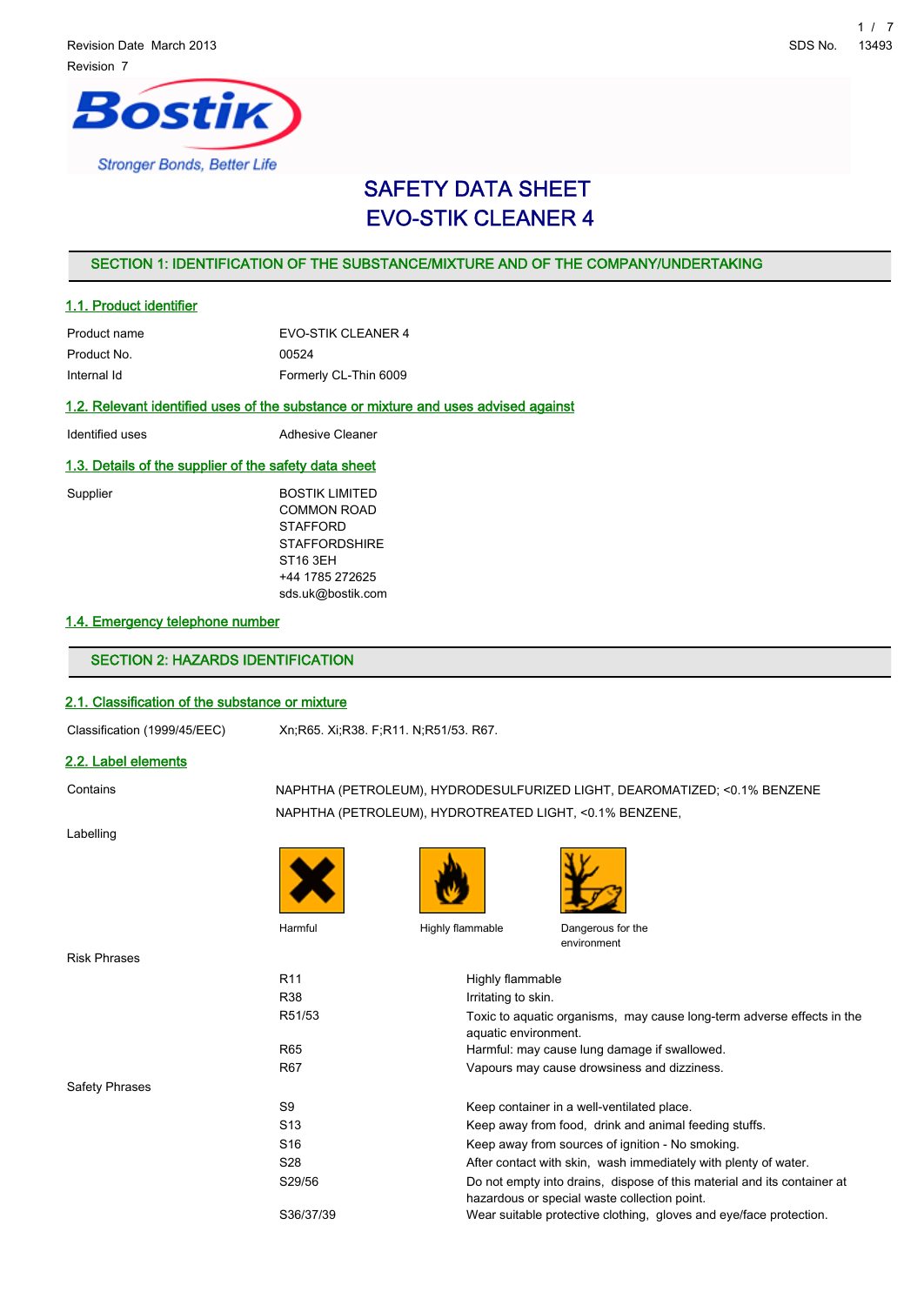Revision Date March 2013

Revision 7

SDS No. 13493

# SAFETY DATA SHEET
# EVO-STIK CLEANER 4

## SECTION 1: IDENTIFICATION OF THE SUBSTANCE/MIXTURE AND OF THE COMPANY/UNDERTAKING

### 1.1. Product identifier

| | |
|---|---|
| Product name | EVO-STIK CLEANER 4 |
| Product No. | 00524 |
| Internal Id | Formerly CL-Thin 6009 |

### 1.2. Relevant identified uses of the substance or mixture and uses advised against

| | |
|---|---|
| Identified uses | Adhesive Cleaner |

### 1.3. Details of the supplier of the safety data sheet

Supplier

BOSTIK LIMITED
COMMON ROAD
STAFFORD
STAFFORDSHIRE
ST16 3EH
+44 1785 272625
sds.uk@bostik.com

### 1.4. Emergency telephone number

## SECTION 2: HAZARDS IDENTIFICATION

### 2.1. Classification of the substance or mixture

| | |
|---|---|
| Classification (1999/45/EEC) | Xn;R65. Xi;R38. F;R11. N;R51/53. R67. |

### 2.2. Label elements

Contains

NAPHTHA (PETROLEUM), HYDRODESULFURIZED LIGHT, DEAROMATIZED; <0.1% BENZENE

NAPHTHA (PETROLEUM), HYDROTREATED LIGHT, <0.1% BENZENE,

Labelling

Harmful | Highly flammable | Dangerous for the environment

Risk Phrases

| | |
|---|---|
| R11 | Highly flammable |
| R38 | Irritating to skin. |
| R51/53 | Toxic to aquatic organisms, may cause long-term adverse effects in the aquatic environment. |
| R65 | Harmful: may cause lung damage if swallowed. |
| R67 | Vapours may cause drowsiness and dizziness. |

Safety Phrases

| | |
|---|---|
| S9 | Keep container in a well-ventilated place. |
| S13 | Keep away from food, drink and animal feeding stuffs. |
| S16 | Keep away from sources of ignition - No smoking. |
| S28 | After contact with skin, wash immediately with plenty of water. |
| S29/56 | Do not empty into drains, dispose of this material and its container at hazardous or special waste collection point. |
| S36/37/39 | Wear suitable protective clothing, gloves and eye/face protection. |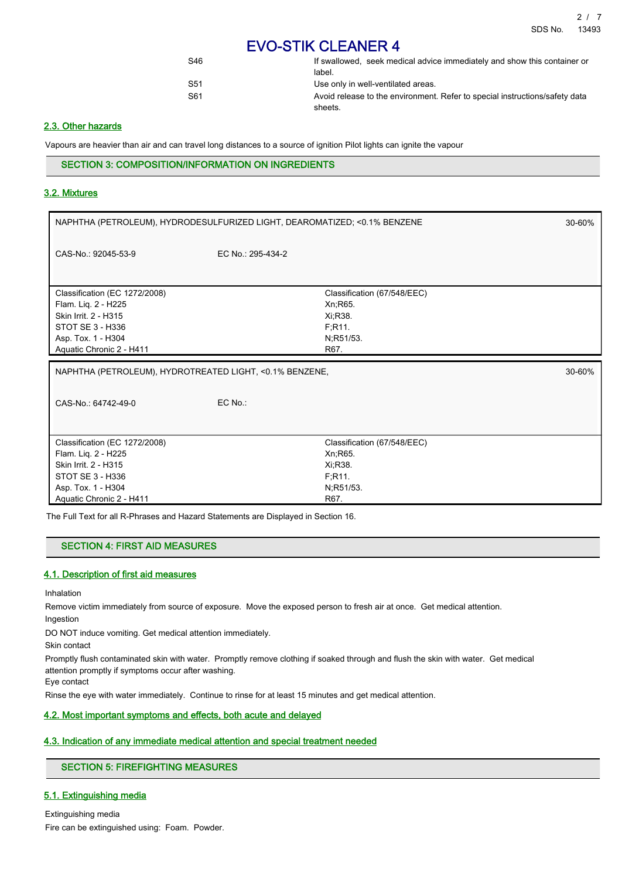| | |
|---|---|
| S46 | If swallowed, seek medical advice immediately and show this container or label. |
| S51 | Use only in well-ventilated areas. |
| S61 | Avoid release to the environment. Refer to special instructions/safety data sheets. |

### 2.3. Other hazards

Vapours are heavier than air and can travel long distances to a source of ignition Pilot lights can ignite the vapour

## SECTION 3: COMPOSITION/INFORMATION ON INGREDIENTS

### 3.2. Mixtures

| NAPHTHA (PETROLEUM), HYDRODESULFURIZED LIGHT, DEAROMATIZED; <0.1% BENZENE | | 30-60% |
|---|---|---|
| CAS-No.: 92045-53-9 | EC No.: 295-434-2 | |
| **Classification (EC 1272/2008)** | **Classification (67/548/EEC)** | |
| Flam. Liq. 2 - H225 | Xn;R65. | |
| Skin Irrit. 2 - H315 | Xi;R38. | |
| STOT SE 3 - H336 | F;R11. | |
| Asp. Tox. 1 - H304 | N;R51/53. | |
| Aquatic Chronic 2 - H411 | R67. | |

| NAPHTHA (PETROLEUM), HYDROTREATED LIGHT, <0.1% BENZENE, | | 30-60% |
|---|---|---|
| CAS-No.: 64742-49-0 | EC No.: | |
| **Classification (EC 1272/2008)** | **Classification (67/548/EEC)** | |
| Flam. Liq. 2 - H225 | Xn;R65. | |
| Skin Irrit. 2 - H315 | Xi;R38. | |
| STOT SE 3 - H336 | F;R11. | |
| Asp. Tox. 1 - H304 | N;R51/53. | |
| Aquatic Chronic 2 - H411 | R67. | |

The Full Text for all R-Phrases and Hazard Statements are Displayed in Section 16.

## SECTION 4: FIRST AID MEASURES

### 4.1. Description of first aid measures

Inhalation

Remove victim immediately from source of exposure. Move the exposed person to fresh air at once. Get medical attention.

Ingestion

DO NOT induce vomiting. Get medical attention immediately.

Skin contact

Promptly flush contaminated skin with water. Promptly remove clothing if soaked through and flush the skin with water. Get medical attention promptly if symptoms occur after washing.

Eye contact

Rinse the eye with water immediately. Continue to rinse for at least 15 minutes and get medical attention.

### 4.2. Most important symptoms and effects, both acute and delayed

### 4.3. Indication of any immediate medical attention and special treatment needed

## SECTION 5: FIREFIGHTING MEASURES

### 5.1. Extinguishing media

Extinguishing media

Fire can be extinguished using: Foam. Powder.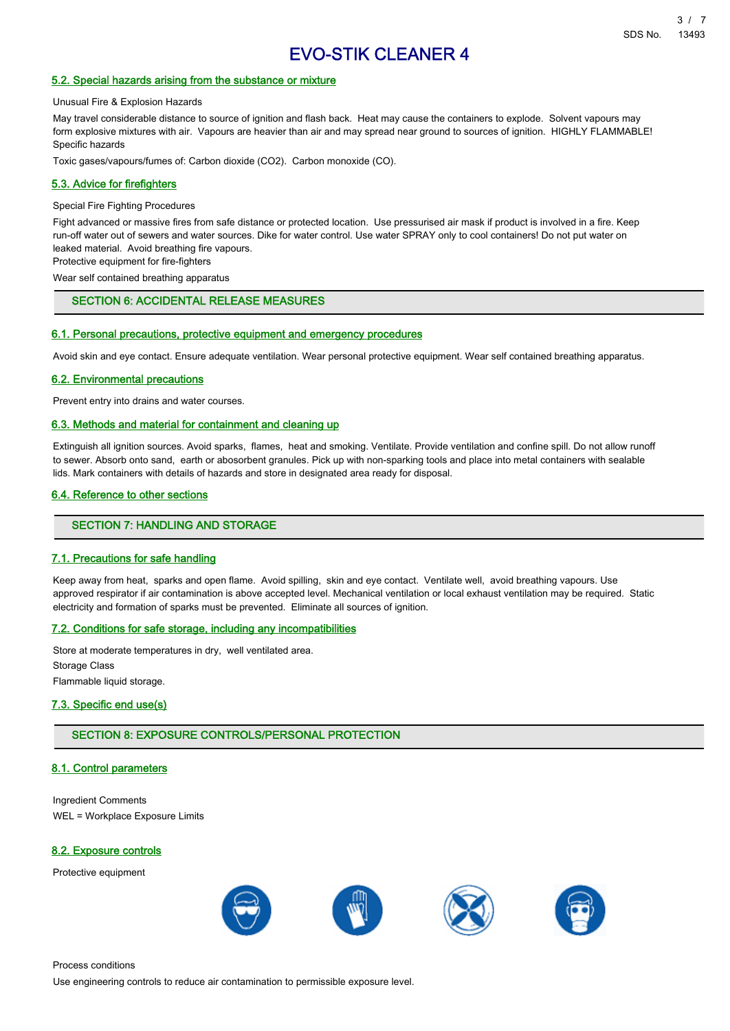# EVO-STIK CLEANER 4

### 5.2. Special hazards arising from the substance or mixture

Unusual Fire & Explosion Hazards

May travel considerable distance to source of ignition and flash back. Heat may cause the containers to explode. Solvent vapours may form explosive mixtures with air. Vapours are heavier than air and may spread near ground to sources of ignition. HIGHLY FLAMMABLE!

Specific hazards

Toxic gases/vapours/fumes of: Carbon dioxide ($CO_2$). Carbon monoxide (CO).

### 5.3. Advice for firefighters

Special Fire Fighting Procedures

Fight advanced or massive fires from safe distance or protected location. Use pressurised air mask if product is involved in a fire. Keep run-off water out of sewers and water sources. Dike for water control. Use water SPRAY only to cool containers! Do not put water on leaked material. Avoid breathing fire vapours.

Protective equipment for fire-fighters

Wear self contained breathing apparatus

## SECTION 6: ACCIDENTAL RELEASE MEASURES

### 6.1. Personal precautions, protective equipment and emergency procedures

Avoid skin and eye contact. Ensure adequate ventilation. Wear personal protective equipment. Wear self contained breathing apparatus.

### 6.2. Environmental precautions

Prevent entry into drains and water courses.

### 6.3. Methods and material for containment and cleaning up

Extinguish all ignition sources. Avoid sparks, flames, heat and smoking. Ventilate. Provide ventilation and confine spill. Do not allow runoff to sewer. Absorb onto sand, earth or abosorbent granules. Pick up with non-sparking tools and place into metal containers with sealable lids. Mark containers with details of hazards and store in designated area ready for disposal.

### 6.4. Reference to other sections

## SECTION 7: HANDLING AND STORAGE

### 7.1. Precautions for safe handling

Keep away from heat, sparks and open flame. Avoid spilling, skin and eye contact. Ventilate well, avoid breathing vapours. Use approved respirator if air contamination is above accepted level. Mechanical ventilation or local exhaust ventilation may be required. Static electricity and formation of sparks must be prevented. Eliminate all sources of ignition.

### 7.2. Conditions for safe storage, including any incompatibilities

Store at moderate temperatures in dry, well ventilated area.

Storage Class

Flammable liquid storage.

### 7.3. Specific end use(s)

## SECTION 8: EXPOSURE CONTROLS/PERSONAL PROTECTION

### 8.1. Control parameters

Ingredient Comments

WEL = Workplace Exposure Limits

### 8.2. Exposure controls

Protective equipment

Process conditions

Use engineering controls to reduce air contamination to permissible exposure level.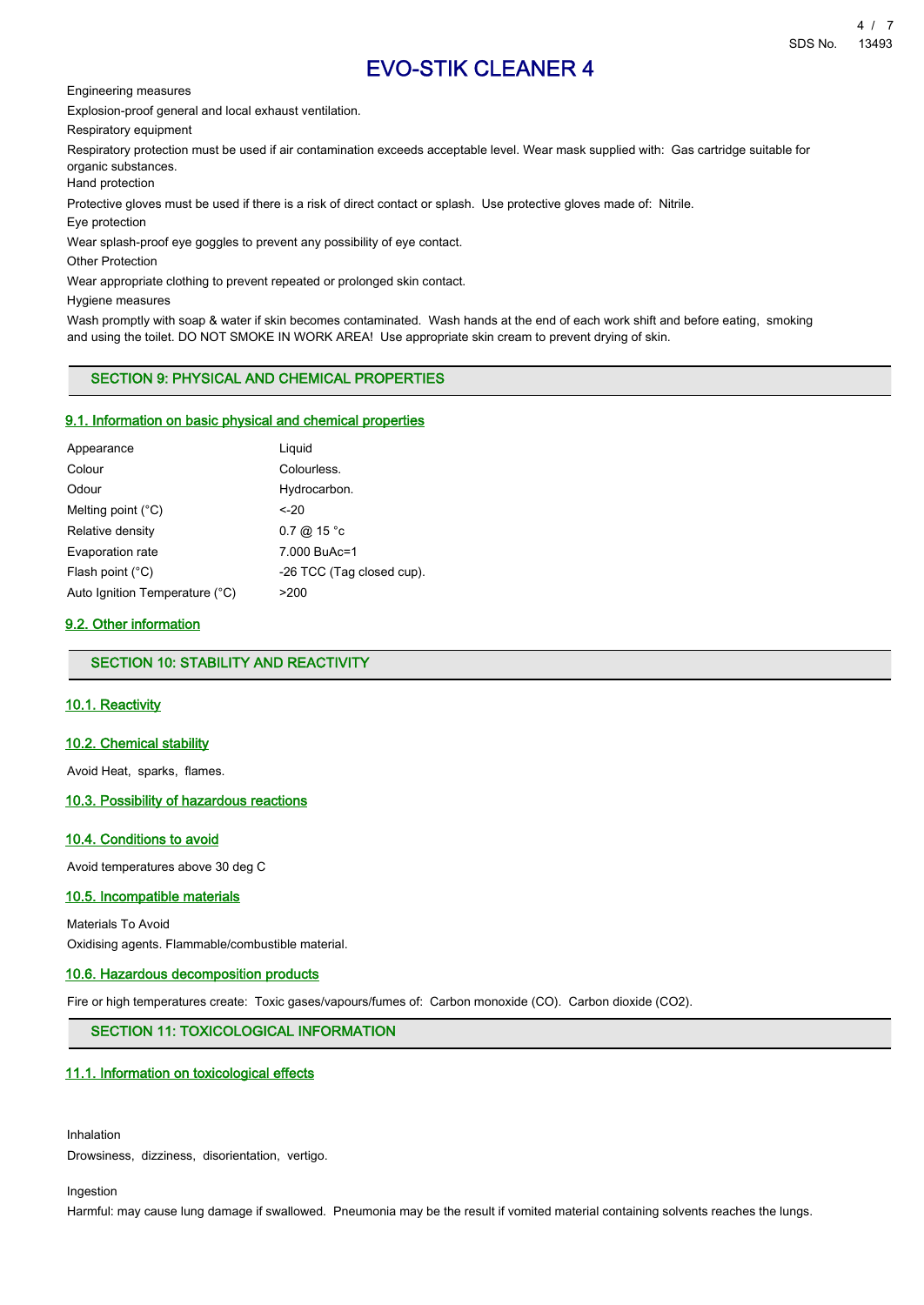Engineering measures

Explosion-proof general and local exhaust ventilation.

Respiratory equipment

Respiratory protection must be used if air contamination exceeds acceptable level. Wear mask supplied with: Gas cartridge suitable for organic substances.

Hand protection

Protective gloves must be used if there is a risk of direct contact or splash. Use protective gloves made of: Nitrile.

Eye protection

Wear splash-proof eye goggles to prevent any possibility of eye contact.

Other Protection

Wear appropriate clothing to prevent repeated or prolonged skin contact.

Hygiene measures

Wash promptly with soap & water if skin becomes contaminated. Wash hands at the end of each work shift and before eating, smoking and using the toilet. DO NOT SMOKE IN WORK AREA! Use appropriate skin cream to prevent drying of skin.

## SECTION 9: PHYSICAL AND CHEMICAL PROPERTIES

### 9.1. Information on basic physical and chemical properties

| | |
|---|---|
| Appearance | Liquid |
| Colour | Colourless. |
| Odour | Hydrocarbon. |
| Melting point (°C) | <-20 |
| Relative density | 0.7 @ 15 °c |
| Evaporation rate | 7.000 BuAc=1 |
| Flash point (°C) | -26 TCC (Tag closed cup). |
| Auto Ignition Temperature (°C) | >200 |

### 9.2. Other information

## SECTION 10: STABILITY AND REACTIVITY

### 10.1. Reactivity

### 10.2. Chemical stability

Avoid Heat, sparks, flames.

### 10.3. Possibility of hazardous reactions

### 10.4. Conditions to avoid

Avoid temperatures above 30 deg C

### 10.5. Incompatible materials

Materials To Avoid

Oxidising agents. Flammable/combustible material.

### 10.6. Hazardous decomposition products

Fire or high temperatures create: Toxic gases/vapours/fumes of: Carbon monoxide (CO). Carbon dioxide ($CO_2$).

## SECTION 11: TOXICOLOGICAL INFORMATION

### 11.1. Information on toxicological effects

Inhalation

Drowsiness, dizziness, disorientation, vertigo.

Ingestion

Harmful: may cause lung damage if swallowed. Pneumonia may be the result if vomited material containing solvents reaches the lungs.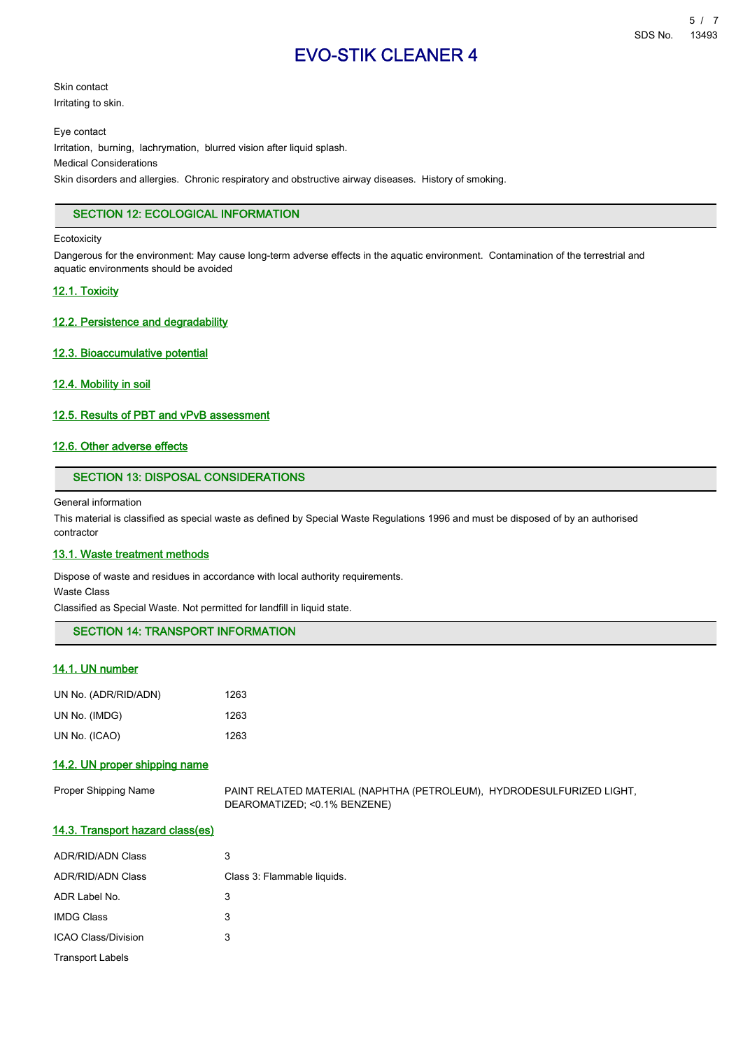Skin contact

Irritating to skin.

Eye contact

Irritation, burning, lachrymation, blurred vision after liquid splash.

Medical Considerations

Skin disorders and allergies. Chronic respiratory and obstructive airway diseases. History of smoking.

## SECTION 12: ECOLOGICAL INFORMATION

Ecotoxicity

Dangerous for the environment: May cause long-term adverse effects in the aquatic environment. Contamination of the terrestrial and aquatic environments should be avoided

### 12.1. Toxicity

### 12.2. Persistence and degradability

### 12.3. Bioaccumulative potential

### 12.4. Mobility in soil

### 12.5. Results of PBT and vPvB assessment

### 12.6. Other adverse effects

## SECTION 13: DISPOSAL CONSIDERATIONS

General information

This material is classified as special waste as defined by Special Waste Regulations 1996 and must be disposed of by an authorised contractor

### 13.1. Waste treatment methods

Dispose of waste and residues in accordance with local authority requirements.

Waste Class

Classified as Special Waste. Not permitted for landfill in liquid state.

## SECTION 14: TRANSPORT INFORMATION

### 14.1. UN number

| | |
|---|---|
| UN No. (ADR/RID/ADN) | 1263 |
| UN No. (IMDG) | 1263 |
| UN No. (ICAO) | 1263 |

### 14.2. UN proper shipping name

| | |
|---|---|
| Proper Shipping Name | PAINT RELATED MATERIAL (NAPHTHA (PETROLEUM), HYDRODESULFURIZED LIGHT, DEAROMATIZED; <0.1% BENZENE) |

### 14.3. Transport hazard class(es)

| | |
|---|---|
| ADR/RID/ADN Class | 3 |
| ADR/RID/ADN Class | Class 3: Flammable liquids. |
| ADR Label No. | 3 |
| IMDG Class | 3 |
| ICAO Class/Division | 3 |

Transport Labels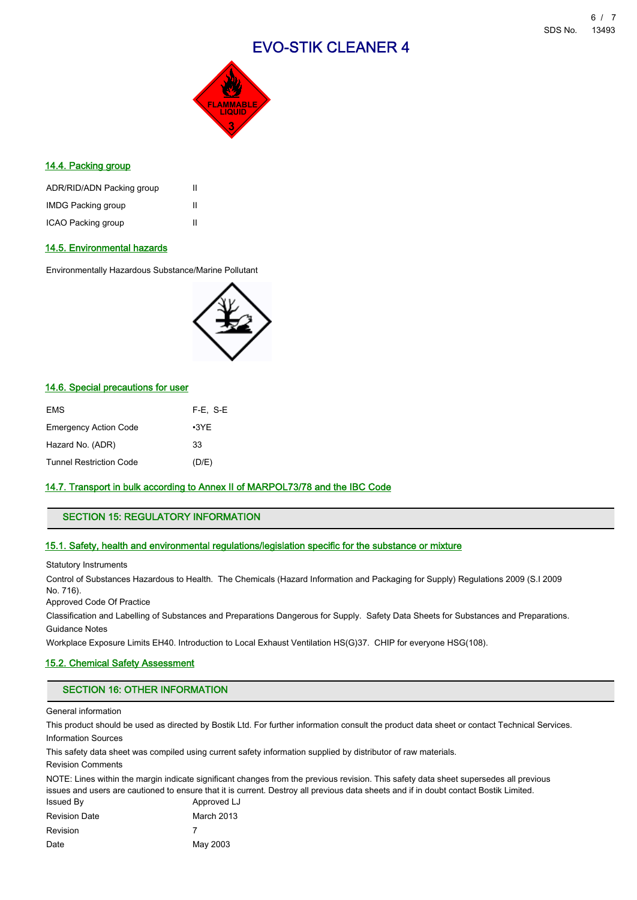# EVO-STIK CLEANER 4

### 14.4. Packing group

| | |
|---|---|
| ADR/RID/ADN Packing group | II |
| IMDG Packing group | II |
| ICAO Packing group | II |

### 14.5. Environmental hazards

Environmentally Hazardous Substance/Marine Pollutant

### 14.6. Special precautions for user

| | |
|---|---|
| EMS | F-E, S-E |
| Emergency Action Code | •3YE |
| Hazard No. (ADR) | 33 |
| Tunnel Restriction Code | (D/E) |

### 14.7. Transport in bulk according to Annex II of MARPOL73/78 and the IBC Code

## SECTION 15: REGULATORY INFORMATION

### 15.1. Safety, health and environmental regulations/legislation specific for the substance or mixture

Statutory Instruments

Control of Substances Hazardous to Health. The Chemicals (Hazard Information and Packaging for Supply) Regulations 2009 (S.I 2009 No. 716).

Approved Code Of Practice

Classification and Labelling of Substances and Preparations Dangerous for Supply. Safety Data Sheets for Substances and Preparations.

Guidance Notes

Workplace Exposure Limits EH40. Introduction to Local Exhaust Ventilation HS(G)37. CHIP for everyone HSG(108).

### 15.2. Chemical Safety Assessment

## SECTION 16: OTHER INFORMATION

General information

This product should be used as directed by Bostik Ltd. For further information consult the product data sheet or contact Technical Services.

Information Sources

This safety data sheet was compiled using current safety information supplied by distributor of raw materials.

Revision Comments

NOTE: Lines within the margin indicate significant changes from the previous revision. This safety data sheet supersedes all previous issues and users are cautioned to ensure that it is current. Destroy all previous data sheets and if in doubt contact Bostik Limited.

| | |
|---|---|
| Issued By | Approved LJ |
| Revision Date | March 2013 |
| Revision | 7 |
| Date | May 2003 |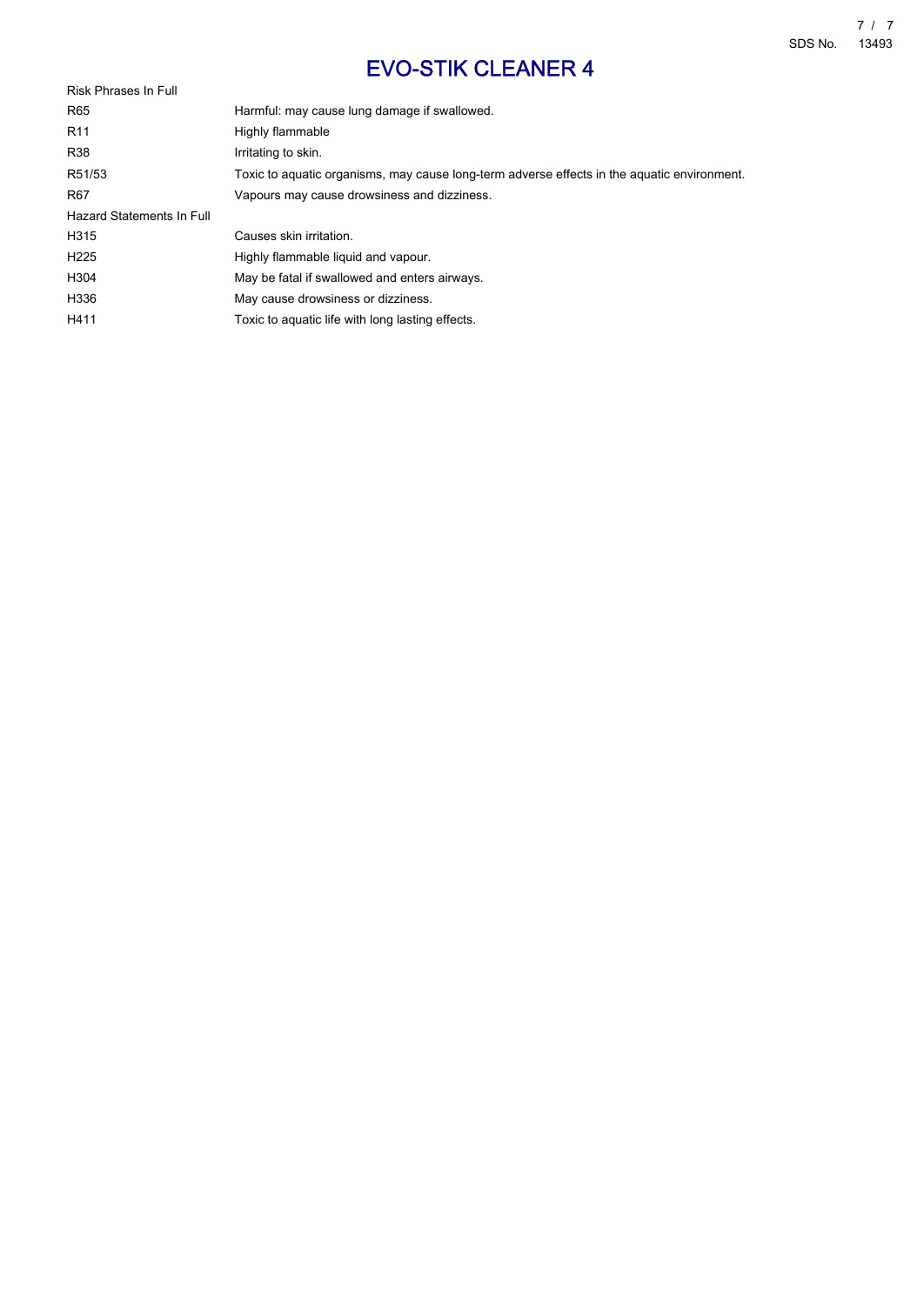# EVO-STIK CLEANER 4

Risk Phrases In Full

| | |
|---|---|
| R65 | Harmful: may cause lung damage if swallowed. |
| R11 | Highly flammable |
| R38 | Irritating to skin. |
| R51/53 | Toxic to aquatic organisms, may cause long-term adverse effects in the aquatic environment. |
| R67 | Vapours may cause drowsiness and dizziness. |

Hazard Statements In Full

| | |
|---|---|
| H315 | Causes skin irritation. |
| H225 | Highly flammable liquid and vapour. |
| H304 | May be fatal if swallowed and enters airways. |
| H336 | May cause drowsiness or dizziness. |
| H411 | Toxic to aquatic life with long lasting effects. |